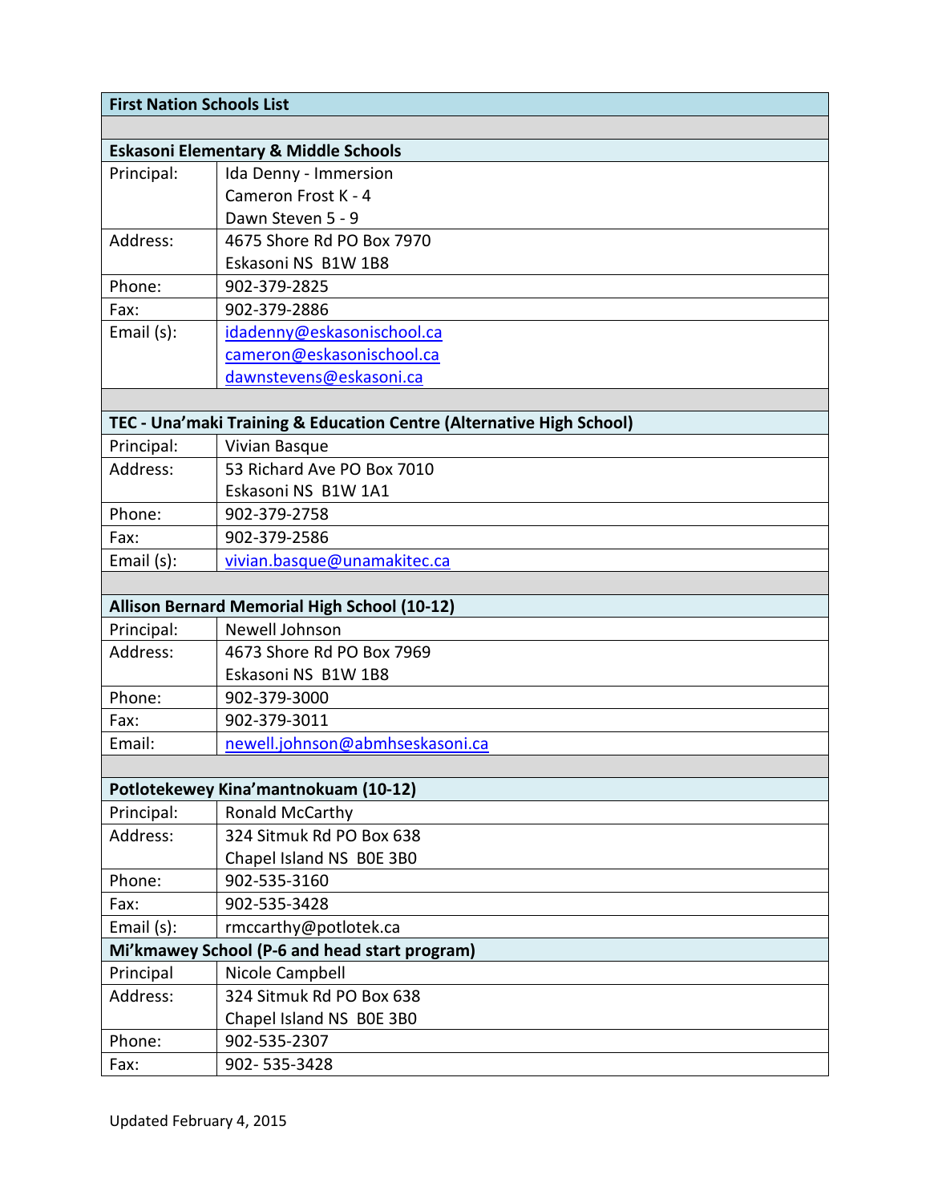| First Nation Schools List | |
|---|---|
| | |
| **Eskasoni Elementary & Middle Schools** | |
| Principal: | Ida Denny - Immersion<br>Cameron Frost K - 4<br>Dawn Steven 5 - 9 |
| Address: | 4675 Shore Rd PO Box 7970<br>Eskasoni NS B1W 1B8 |
| Phone: | 902-379-2825 |
| Fax: | 902-379-2886 |
| Email (s): | idadenny@eskasonischool.ca<br>cameron@eskasonischool.ca<br>dawnstevens@eskasoni.ca |
| | |
| **TEC - Una'maki Training & Education Centre (Alternative High School)** | |
| Principal: | Vivian Basque |
| Address: | 53 Richard Ave PO Box 7010<br>Eskasoni NS B1W 1A1 |
| Phone: | 902-379-2758 |
| Fax: | 902-379-2586 |
| Email (s): | vivian.basque@unamakitec.ca |
| | |
| **Allison Bernard Memorial High School (10-12)** | |
| Principal: | Newell Johnson |
| Address: | 4673 Shore Rd PO Box 7969<br>Eskasoni NS B1W 1B8 |
| Phone: | 902-379-3000 |
| Fax: | 902-379-3011 |
| Email: | newell.johnson@abmhseskasoni.ca |
| | |
| **Potlotekewey Kina'mantnokuam (10-12)** | |
| Principal: | Ronald McCarthy |
| Address: | 324 Sitmuk Rd PO Box 638<br>Chapel Island NS B0E 3B0 |
| Phone: | 902-535-3160 |
| Fax: | 902-535-3428 |
| Email (s): | rmccarthy@potlotek.ca |
| **Mi'kmawey School (P-6 and head start program)** | |
| Principal | Nicole Campbell |
| Address: | 324 Sitmuk Rd PO Box 638<br>Chapel Island NS B0E 3B0 |
| Phone: | 902-535-2307 |
| Fax: | 902- 535-3428 |

Updated February 4, 2015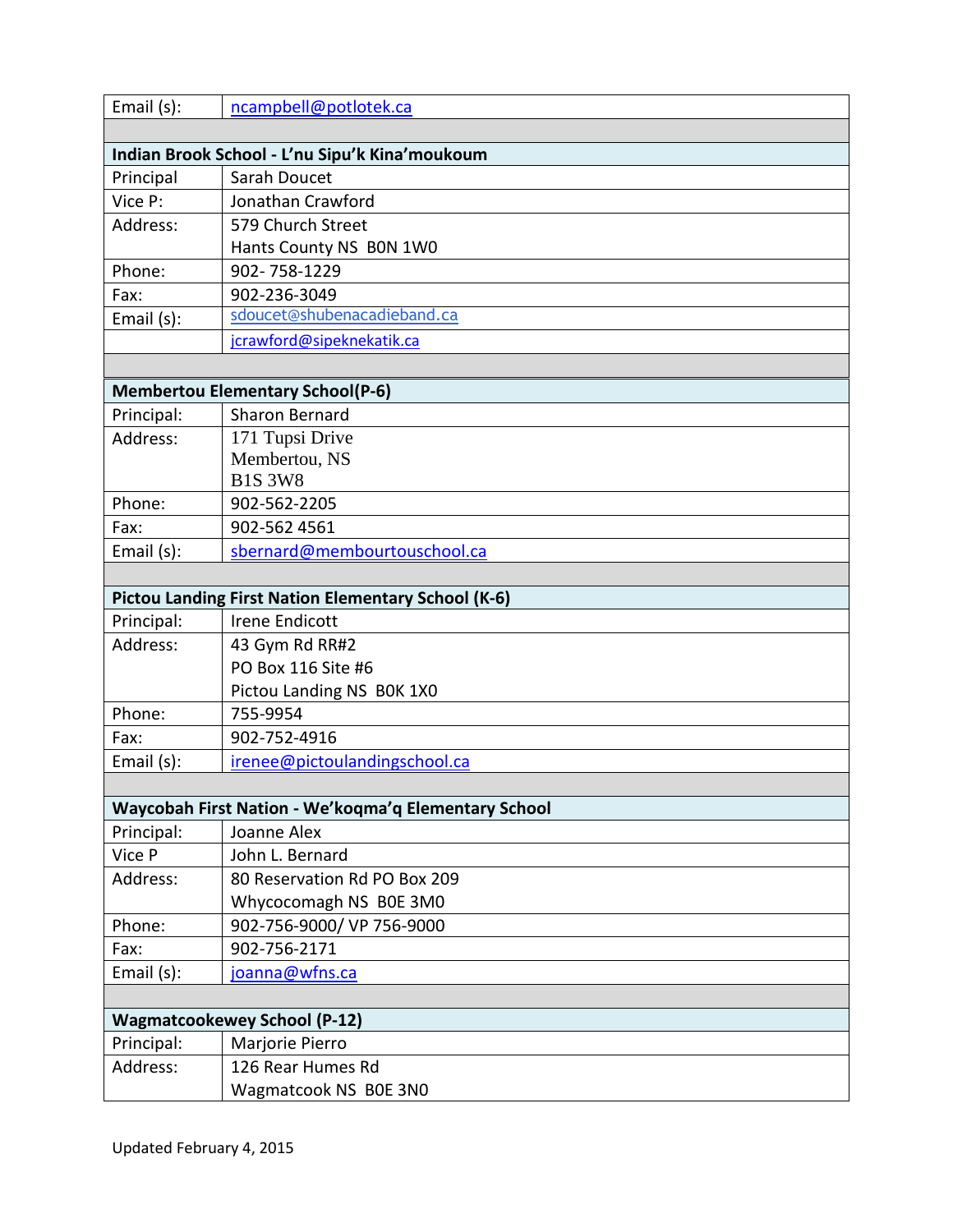| | |
|---|---|
| Email (s): | ncampbell@potlotek.ca |
| | |
| **Indian Brook School - L'nu Sipu'k Kina'moukoum** | |
| Principal | Sarah Doucet |
| Vice P: | Jonathan Crawford |
| Address: | 579 Church Street<br>Hants County NS  B0N 1W0 |
| Phone: | 902- 758-1229 |
| Fax: | 902-236-3049 |
| Email (s): | sdoucet@shubenacadieband.ca |
| | jcrawford@sipeknekatik.ca |
| | |
| **Membertou Elementary School(P-6)** | |
| Principal: | Sharon Bernard |
| Address: | 171 Tupsi Drive<br>Membertou, NS<br>B1S 3W8 |
| Phone: | 902-562-2205 |
| Fax: | 902-562 4561 |
| Email (s): | sbernard@membourtouschool.ca |
| | |
| **Pictou Landing First Nation Elementary School (K-6)** | |
| Principal: | Irene Endicott |
| Address: | 43 Gym Rd RR#2<br>PO Box 116 Site #6<br>Pictou Landing NS  B0K 1X0 |
| Phone: | 755-9954 |
| Fax: | 902-752-4916 |
| Email (s): | irenee@pictoulandingschool.ca |
| | |
| **Waycobah First Nation - We'koqma'q Elementary School** | |
| Principal: | Joanne Alex |
| Vice P | John L. Bernard |
| Address: | 80 Reservation Rd PO Box 209<br>Whycocomagh NS  B0E 3M0 |
| Phone: | 902-756-9000/ VP 756-9000 |
| Fax: | 902-756-2171 |
| Email (s): | joanna@wfns.ca |
| | |
| **Wagmatcookewey School (P-12)** | |
| Principal: | Marjorie Pierro |
| Address: | 126 Rear Humes Rd<br>Wagmatcook NS  B0E 3N0 |

Updated February 4, 2015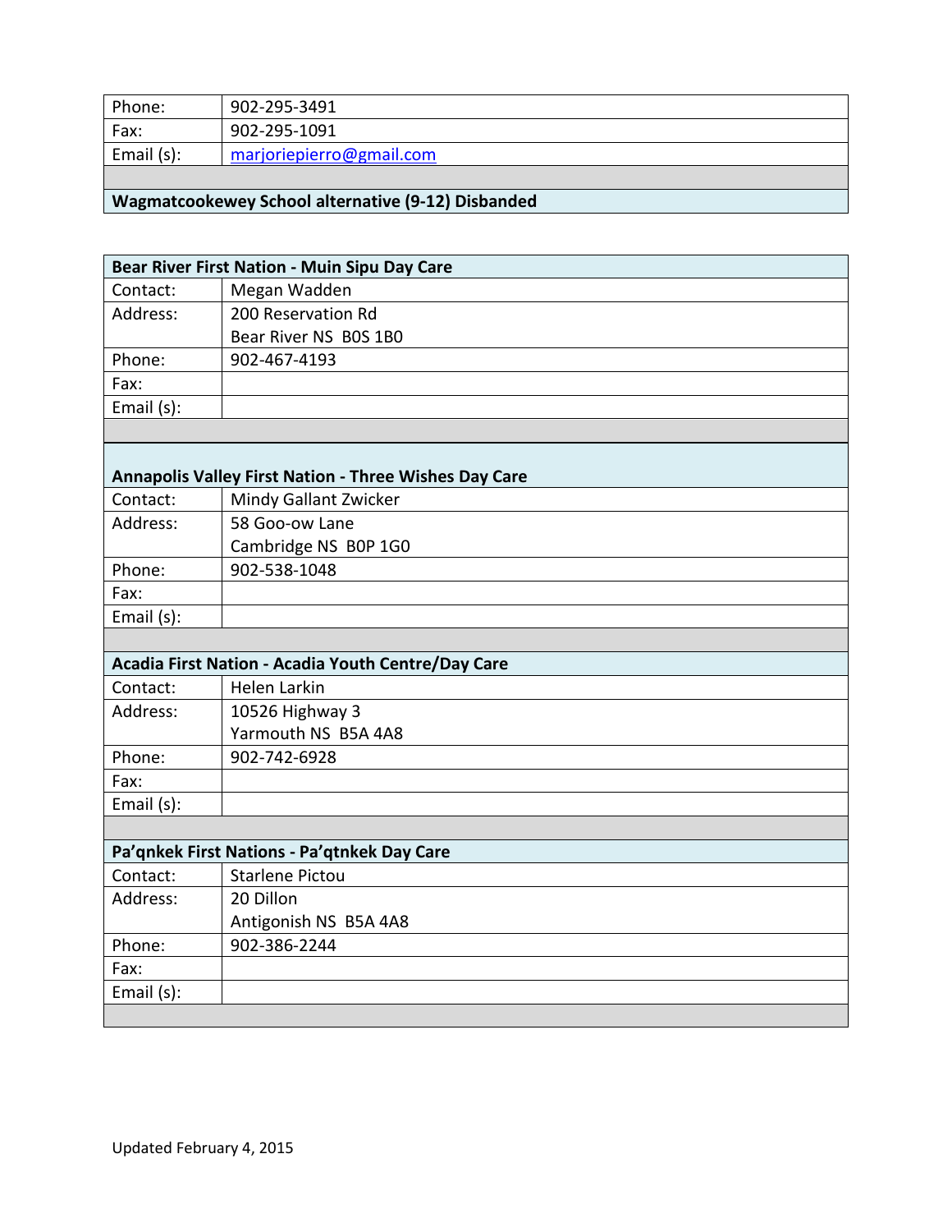| | |
|---|---|
| Phone: | 902-295-3491 |
| Fax: | 902-295-1091 |
| Email (s): | marjoriepierro@gmail.com |
| | |
| **Wagmatcookewey School alternative (9-12) Disbanded** | |

| **Bear River First Nation - Muin Sipu Day Care** | |
|---|---|
| Contact: | Megan Wadden |
| Address: | 200 Reservation Rd<br>Bear River NS B0S 1B0 |
| Phone: | 902-467-4193 |
| Fax: | |
| Email (s): | |
| | |
| **Annapolis Valley First Nation - Three Wishes Day Care** | |
| Contact: | Mindy Gallant Zwicker |
| Address: | 58 Goo-ow Lane<br>Cambridge NS B0P 1G0 |
| Phone: | 902-538-1048 |
| Fax: | |
| Email (s): | |
| | |
| **Acadia First Nation - Acadia Youth Centre/Day Care** | |
| Contact: | Helen Larkin |
| Address: | 10526 Highway 3<br>Yarmouth NS B5A 4A8 |
| Phone: | 902-742-6928 |
| Fax: | |
| Email (s): | |
| | |
| **Pa'qnkek First Nations - Pa'qtnkek Day Care** | |
| Contact: | Starlene Pictou |
| Address: | 20 Dillon<br>Antigonish NS B5A 4A8 |
| Phone: | 902-386-2244 |
| Fax: | |
| Email (s): | |
| | |

Updated February 4, 2015